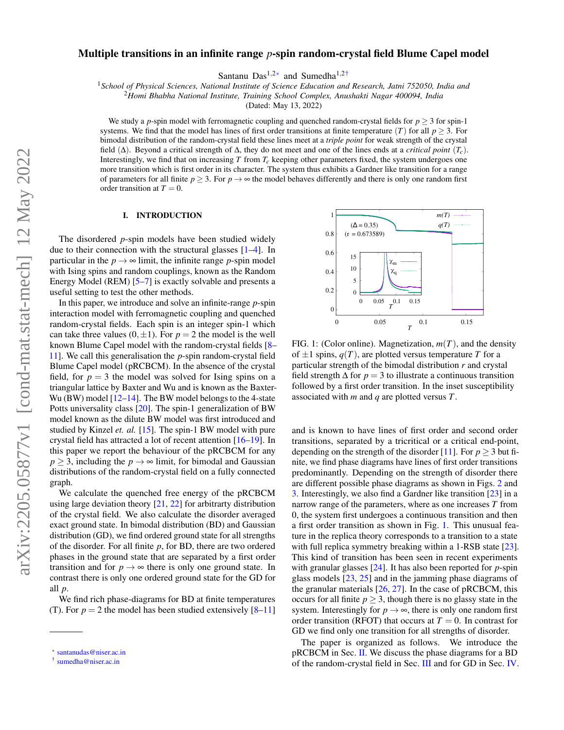# Multiple transitions in an infinite range $p$-spin random-crystal field Blume Capel model

Santanu Das[1,2*] and Sumedha[1,2†]

[1] *School of Physical Sciences, National Institute of Science Education and Research, Jatni 752050, India and*
[2] *Homi Bhabha National Institute, Training School Complex, Anushakti Nagar 400094, India*

(Dated: May 13, 2022)

We study a $p$-spin model with ferromagnetic coupling and quenched random-crystal fields for $p \geq 3$ for spin-1 systems. We find that the model has lines of first order transitions at finite temperature ($T$) for all $p \geq 3$. For bimodal distribution of the random-crystal field these lines meet at a *triple point* for weak strength of the crystal field ($\Delta$). Beyond a critical strength of $\Delta$, they do not meet and one of the lines ends at a *critical point* ($T_c$). Interestingly, we find that on increasing $T$ from $T_c$ keeping other parameters fixed, the system undergoes one more transition which is first order in its character. The system thus exhibits a Gardner like transition for a range of parameters for all finite $p \geq 3$. For $p \to \infty$ the model behaves differently and there is only one random first order transition at $T = 0$.

## I. INTRODUCTION

The disordered $p$-spin models have been studied widely due to their connection with the structural glasses [1–4]. In particular in the $p \to \infty$ limit, the infinite range $p$-spin model with Ising spins and random couplings, known as the Random Energy Model (REM) [5–7] is exactly solvable and presents a useful setting to test the other methods.

In this paper, we introduce and solve an infinite-range $p$-spin interaction model with ferromagnetic coupling and quenched random-crystal fields. Each spin is an integer spin-1 which can take three values $(0, \pm 1)$. For $p = 2$ the model is the well known Blume Capel model with the random-crystal fields [8–11]. We call this generalisation the $p$-spin random-crystal field Blume Capel model (pRCBCM). In the absence of the crystal field, for $p = 3$ the model was solved for Ising spins on a triangular lattice by Baxter and Wu and is known as the Baxter-Wu (BW) model [12–14]. The BW model belongs to the 4-state Potts universality class [20]. The spin-1 generalization of BW model known as the dilute BW model was first introduced and studied by Kinzel *et. al.* [15]. The spin-1 BW model with pure crystal field has attracted a lot of recent attention [16–19]. In this paper we report the behaviour of the pRCBCM for any $p \geq 3$, including the $p \to \infty$ limit, for bimodal and Gaussian distributions of the random-crystal field on a fully connected graph.

We calculate the quenched free energy of the pRCBCM using large deviation theory [21, 22] for arbitrarty distribution of the crystal field. We also calculate the disorder averaged exact ground state. In bimodal distribution (BD) and Gaussian distribution (GD), we find ordered ground state for all strengths of the disorder. For all finite $p$, for BD, there are two ordered phases in the ground state that are separated by a first order transition and for $p \to \infty$ there is only one ground state. In contrast there is only one ordered ground state for the GD for all $p$.

We find rich phase-diagrams for BD at finite temperatures (T). For $p = 2$ the model has been studied extensively [8–11] and is known to have lines of first order and second order transitions, separated by a tricritical or a critical end-point, depending on the strength of the disorder [11]. For $p \geq 3$ but finite, we find phase diagrams have lines of first order transitions predominantly. Depending on the strength of disorder there are different possible phase diagrams as shown in Figs. 2 and 3. Interestingly, we also find a Gardner like transition [23] in a narrow range of the parameters, where as one increases $T$ from 0, the system first undergoes a continuous transition and then a first order transition as shown in Fig. 1. This unusual feature in the replica theory corresponds to a transition to a state with full replica symmetry breaking within a 1-RSB state [23]. This kind of transition has been seen in recent experiments with granular glasses [24]. It has also been reported for $p$-spin glass models [23, 25] and in the jamming phase diagrams of the granular materials [26, 27]. In the case of pRCBCM, this occurs for all finite $p \geq 3$, though there is no glassy state in the system. Interestingly for $p \to \infty$, there is only one random first order transition (RFOT) that occurs at $T = 0$. In contrast for GD we find only one transition for all strengths of disorder.

FIG. 1: (Color online). Magnetization, $m(T)$, and the density of $\pm 1$ spins, $q(T)$, are plotted versus temperature $T$ for a particular strength of the bimodal distribution $r$ and crystal field strength $\Delta$ for $p = 3$ to illustrate a continuous transition followed by a first order transition. In the inset susceptibility associated with $m$ and $q$ are plotted versus $T$.

The paper is organized as follows. We introduce the pRCBCM in Sec. II. We discuss the phase diagrams for a BD of the random-crystal field in Sec. III and for GD in Sec. IV.

* santanudas@niser.ac.in
† sumedha@niser.ac.in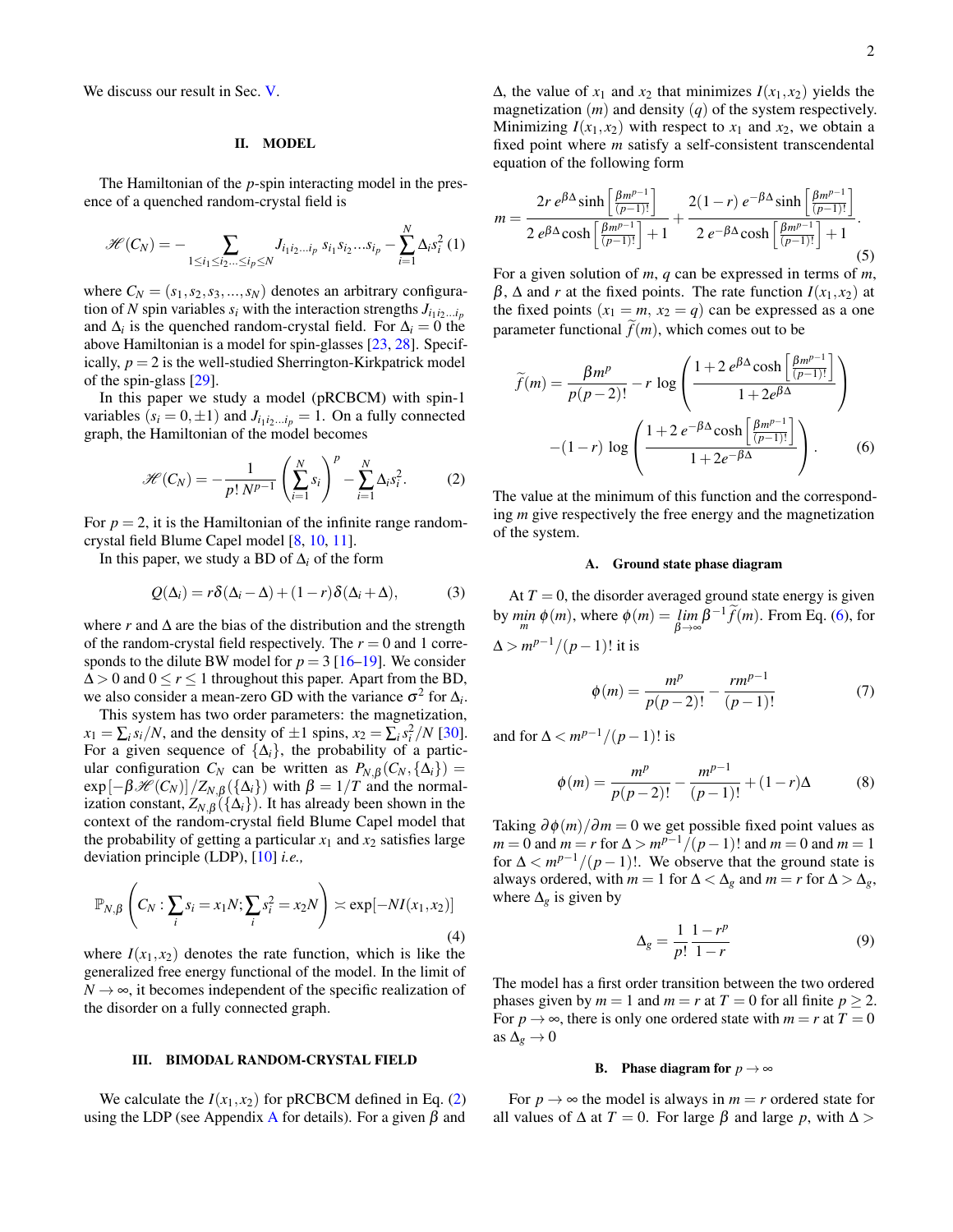We discuss our result in Sec. V.

## II. MODEL

The Hamiltonian of the $p$-spin interacting model in the presence of a quenched random-crystal field is

$$\mathscr{H}(C_N) = -\sum_{1\leq i_1\leq i_2\ldots\leq i_p\leq N} J_{i_1 i_2\ldots i_p}\, s_{i_1}s_{i_2}\ldots s_{i_p} - \sum_{i=1}^{N}\Delta_i s_i^2 \quad (1)$$

where $C_N = (s_1, s_2, s_3, \ldots, s_N)$ denotes an arbitrary configuration of $N$ spin variables $s_i$ with the interaction strengths $J_{i_1 i_2\ldots i_p}$ and $\Delta_i$ is the quenched random-crystal field. For $\Delta_i = 0$ the above Hamiltonian is a model for spin-glasses [23, 28]. Specifically, $p = 2$ is the well-studied Sherrington-Kirkpatrick model of the spin-glass [29].

In this paper we study a model (pRCBCM) with spin-1 variables ($s_i = 0, \pm 1$) and $J_{i_1 i_2\ldots i_p} = 1$. On a fully connected graph, the Hamiltonian of the model becomes

$$\mathscr{H}(C_N) = -\frac{1}{p!\,N^{p-1}}\left(\sum_{i=1}^{N} s_i\right)^p - \sum_{i=1}^{N}\Delta_i s_i^2. \quad (2)$$

For $p = 2$, it is the Hamiltonian of the infinite range random-crystal field Blume Capel model [8, 10, 11].

In this paper, we study a BD of $\Delta_i$ of the form

$$Q(\Delta_i) = r\delta(\Delta_i - \Delta) + (1-r)\delta(\Delta_i + \Delta), \quad (3)$$

where $r$ and $\Delta$ are the bias of the distribution and the strength of the random-crystal field respectively. The $r = 0$ and 1 corresponds to the dilute BW model for $p = 3$ [16–19]. We consider $\Delta > 0$ and $0 \leq r \leq 1$ throughout this paper. Apart from the BD, we also consider a mean-zero GD with the variance $\sigma^2$ for $\Delta_i$.

This system has two order parameters: the magnetization, $x_1 = \sum_i s_i/N$, and the density of $\pm 1$ spins, $x_2 = \sum_i s_i^2/N$ [30]. For a given sequence of $\{\Delta_i\}$, the probability of a particular configuration $C_N$ can be written as $P_{N,\beta}(C_N, \{\Delta_i\}) = \exp[-\beta\mathscr{H}(C_N)]/Z_{N,\beta}(\{\Delta_i\})$ with $\beta = 1/T$ and the normalization constant, $Z_{N,\beta}(\{\Delta_i\})$. It has already been shown in the context of the random-crystal field Blume Capel model that the probability of getting a particular $x_1$ and $x_2$ satisfies large deviation principle (LDP), [10] *i.e.,*

$$\mathbb{P}_{N,\beta}\left(C_N : \sum_i s_i = x_1 N; \sum_i s_i^2 = x_2 N\right) \asymp \exp[-NI(x_1, x_2)] \quad (4)$$

where $I(x_1, x_2)$ denotes the rate function, which is like the generalized free energy functional of the model. In the limit of $N \to \infty$, it becomes independent of the specific realization of the disorder on a fully connected graph.

## III. BIMODAL RANDOM-CRYSTAL FIELD

We calculate the $I(x_1, x_2)$ for pRCBCM defined in Eq. (2) using the LDP (see Appendix A for details). For a given $\beta$ and $\Delta$, the value of $x_1$ and $x_2$ that minimizes $I(x_1, x_2)$ yields the magnetization ($m$) and density ($q$) of the system respectively. Minimizing $I(x_1, x_2)$ with respect to $x_1$ and $x_2$, we obtain a fixed point where $m$ satisfy a self-consistent transcendental equation of the following form

$$m = \frac{2r\, e^{\beta\Delta}\sinh\left[\frac{\beta m^{p-1}}{(p-1)!}\right]}{2\, e^{\beta\Delta}\cosh\left[\frac{\beta m^{p-1}}{(p-1)!}\right]+1} + \frac{2(1-r)\, e^{-\beta\Delta}\sinh\left[\frac{\beta m^{p-1}}{(p-1)!}\right]}{2\, e^{-\beta\Delta}\cosh\left[\frac{\beta m^{p-1}}{(p-1)!}\right]+1}. \quad (5)$$

For a given solution of $m$, $q$ can be expressed in terms of $m$, $\beta$, $\Delta$ and $r$ at the fixed points. The rate function $I(x_1, x_2)$ at the fixed points ($x_1 = m$, $x_2 = q$) can be expressed as a one parameter functional $\widetilde{f}(m)$, which comes out to be

$$\widetilde{f}(m) = \frac{\beta m^p}{p(p-2)!} - r\,\log\left(\frac{1 + 2\, e^{\beta\Delta}\cosh\left[\frac{\beta m^{p-1}}{(p-1)!}\right]}{1+2e^{\beta\Delta}}\right) - (1-r)\,\log\left(\frac{1 + 2\, e^{-\beta\Delta}\cosh\left[\frac{\beta m^{p-1}}{(p-1)!}\right]}{1+2e^{-\beta\Delta}}\right). \quad (6)$$

The value at the minimum of this function and the corresponding $m$ give respectively the free energy and the magnetization of the system.

### A. Ground state phase diagram

At $T = 0$, the disorder averaged ground state energy is given by $\underset{m}{min}\,\phi(m)$, where $\phi(m) = \underset{\beta\to\infty}{lim}\,\beta^{-1}\widetilde{f}(m)$. From Eq. (6), for $\Delta > m^{p-1}/(p-1)!$ it is

$$\phi(m) = \frac{m^p}{p(p-2)!} - \frac{r m^{p-1}}{(p-1)!} \quad (7)$$

and for $\Delta < m^{p-1}/(p-1)!$ is

$$\phi(m) = \frac{m^p}{p(p-2)!} - \frac{m^{p-1}}{(p-1)!} + (1-r)\Delta \quad (8)$$

Taking $\partial\phi(m)/\partial m = 0$ we get possible fixed point values as $m = 0$ and $m = r$ for $\Delta > m^{p-1}/(p-1)!$ and $m = 0$ and $m = 1$ for $\Delta < m^{p-1}/(p-1)!$. We observe that the ground state is always ordered, with $m = 1$ for $\Delta < \Delta_g$ and $m = r$ for $\Delta > \Delta_g$, where $\Delta_g$ is given by

$$\Delta_g = \frac{1}{p!}\,\frac{1-r^p}{1-r} \quad (9)$$

The model has a first order transition between the two ordered phases given by $m = 1$ and $m = r$ at $T = 0$ for all finite $p \geq 2$. For $p \to \infty$, there is only one ordered state with $m = r$ at $T = 0$ as $\Delta_g \to 0$

### B. Phase diagram for $p \to \infty$

For $p \to \infty$ the model is always in $m = r$ ordered state for all values of $\Delta$ at $T = 0$. For large $\beta$ and large $p$, with $\Delta >$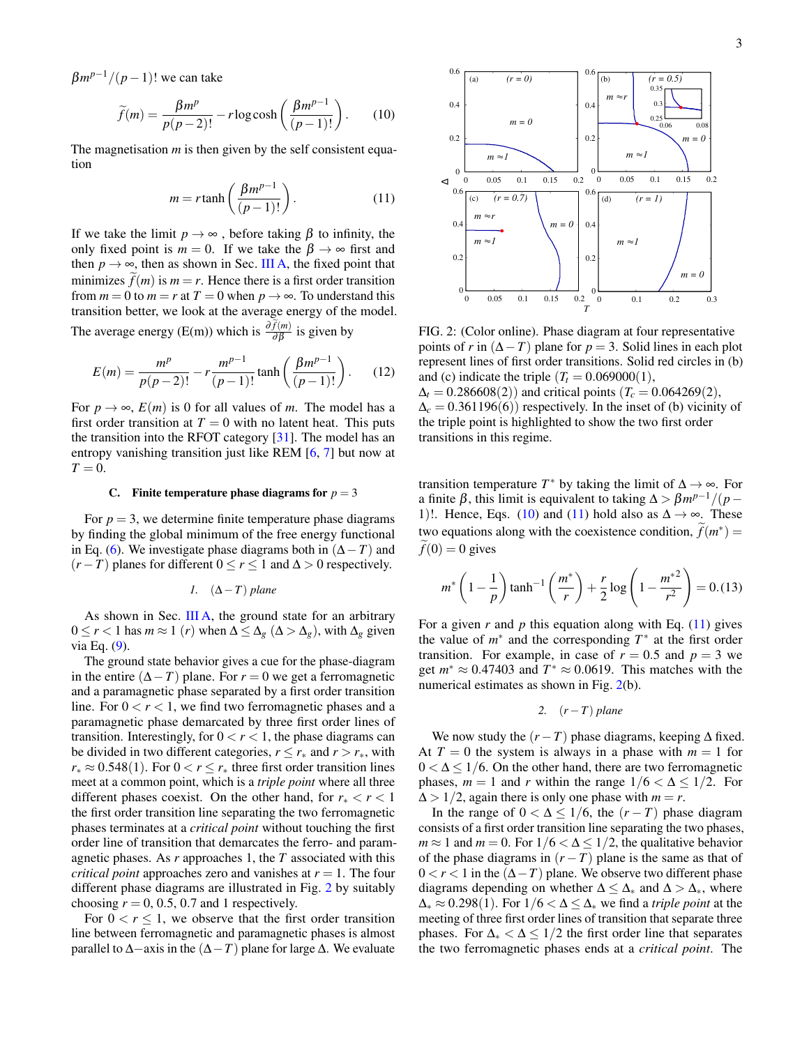$\beta m^{p-1}/(p-1)!$ we can take

$$\tilde{f}(m) = \frac{\beta m^p}{p(p-2)!} - r \log\cosh\left(\frac{\beta m^{p-1}}{(p-1)!}\right). \quad (10)$$

The magnetisation $m$ is then given by the self consistent equation

$$m = r \tanh\left(\frac{\beta m^{p-1}}{(p-1)!}\right). \quad (11)$$

If we take the limit $p \to \infty$ , before taking $\beta$ to infinity, the only fixed point is $m = 0$. If we take the $\beta \to \infty$ first and then $p \to \infty$, then as shown in Sec. III A, the fixed point that minimizes $\tilde{f}(m)$ is $m = r$. Hence there is a first order transition from $m = 0$ to $m = r$ at $T = 0$ when $p \to \infty$. To understand this transition better, we look at the average energy of the model. The average energy (E(m)) which is $\frac{\partial \tilde{f}(m)}{\partial \beta}$ is given by

$$E(m) = \frac{m^p}{p(p-2)!} - r\frac{m^{p-1}}{(p-1)!}\tanh\left(\frac{\beta m^{p-1}}{(p-1)!}\right). \quad (12)$$

For $p \to \infty$, $E(m)$ is 0 for all values of $m$. The model has a first order transition at $T = 0$ with no latent heat. This puts the transition into the RFOT category [31]. The model has an entropy vanishing transition just like REM [6, 7] but now at $T = 0$.

### C. Finite temperature phase diagrams for $p = 3$

For $p = 3$, we determine finite temperature phase diagrams by finding the global minimum of the free energy functional in Eq. (6). We investigate phase diagrams both in $(\Delta - T)$ and $(r - T)$ planes for different $0 \le r \le 1$ and $\Delta > 0$ respectively.

#### 1. $(\Delta - T)$ plane

As shown in Sec. III A, the ground state for an arbitrary $0 \le r < 1$ has $m \approx 1$ $(r)$ when $\Delta \le \Delta_g$ $(\Delta > \Delta_g)$, with $\Delta_g$ given via Eq. (9).

The ground state behavior gives a cue for the phase-diagram in the entire $(\Delta - T)$ plane. For $r = 0$ we get a ferromagnetic and a paramagnetic phase separated by a first order transition line. For $0 < r < 1$, we find two ferromagnetic phases and a paramagnetic phase demarcated by three first order lines of transition. Interestingly, for $0 < r < 1$, the phase diagrams can be divided in two different categories, $r \le r_*$ and $r > r_*$, with $r_* \approx 0.548(1)$. For $0 < r \le r_*$ three first order transition lines meet at a common point, which is a *triple point* where all three different phases coexist. On the other hand, for $r_* < r < 1$ the first order transition line separating the two ferromagnetic phases terminates at a *critical point* without touching the first order line of transition that demarcates the ferro- and paramagnetic phases. As $r$ approaches 1, the $T$ associated with this *critical point* approaches zero and vanishes at $r = 1$. The four different phase diagrams are illustrated in Fig. 2 by suitably choosing $r = 0$, 0.5, 0.7 and 1 respectively.

For $0 < r \le 1$, we observe that the first order transition line between ferromagnetic and paramagnetic phases is almost parallel to $\Delta$−axis in the $(\Delta - T)$ plane for large $\Delta$. We evaluate transition temperature $T^*$ by taking the limit of $\Delta \to \infty$. For a finite $\beta$, this limit is equivalent to taking $\Delta > \beta m^{p-1}/(p-1)!$. Hence, Eqs. (10) and (11) hold also as $\Delta \to \infty$. These two equations along with the coexistence condition, $\tilde{f}(m^*) = \tilde{f}(0) = 0$ gives

$$m^*\left(1 - \frac{1}{p}\right)\tanh^{-1}\left(\frac{m^*}{r}\right) + \frac{r}{2}\log\left(1 - \frac{m^{*2}}{r^2}\right) = 0. \quad (13)$$

For a given $r$ and $p$ this equation along with Eq. (11) gives the value of $m^*$ and the corresponding $T^*$ at the first order transition. For example, in case of $r = 0.5$ and $p = 3$ we get $m^* \approx 0.47403$ and $T^* \approx 0.0619$. This matches with the numerical estimates as shown in Fig. 2(b).

FIG. 2: (Color online). Phase diagram at four representative points of $r$ in $(\Delta - T)$ plane for $p = 3$. Solid lines in each plot represent lines of first order transitions. Solid red circles in (b) and (c) indicate the triple ($T_t = 0.069000(1)$, $\Delta_t = 0.286608(2)$) and critical points ($T_c = 0.064269(2)$, $\Delta_c = 0.361196(6)$) respectively. In the inset of (b) vicinity of the triple point is highlighted to show the two first order transitions in this regime.

#### 2. $(r - T)$ plane

We now study the $(r - T)$ phase diagrams, keeping $\Delta$ fixed. At $T = 0$ the system is always in a phase with $m = 1$ for $0 < \Delta \le 1/6$. On the other hand, there are two ferromagnetic phases, $m = 1$ and $r$ within the range $1/6 < \Delta \le 1/2$. For $\Delta > 1/2$, again there is only one phase with $m = r$.

In the range of $0 < \Delta \le 1/6$, the $(r - T)$ phase diagram consists of a first order transition line separating the two phases, $m \approx 1$ and $m = 0$. For $1/6 < \Delta \le 1/2$, the qualitative behavior of the phase diagrams in $(r - T)$ plane is the same as that of $0 < r < 1$ in the $(\Delta - T)$ plane. We observe two different phase diagrams depending on whether $\Delta \le \Delta_*$ and $\Delta > \Delta_*$, where $\Delta_* \approx 0.298(1)$. For $1/6 < \Delta \le \Delta_*$ we find a *triple point* at the meeting of three first order lines of transition that separate three phases. For $\Delta_* < \Delta \le 1/2$ the first order line that separates the two ferromagnetic phases ends at a *critical point*. The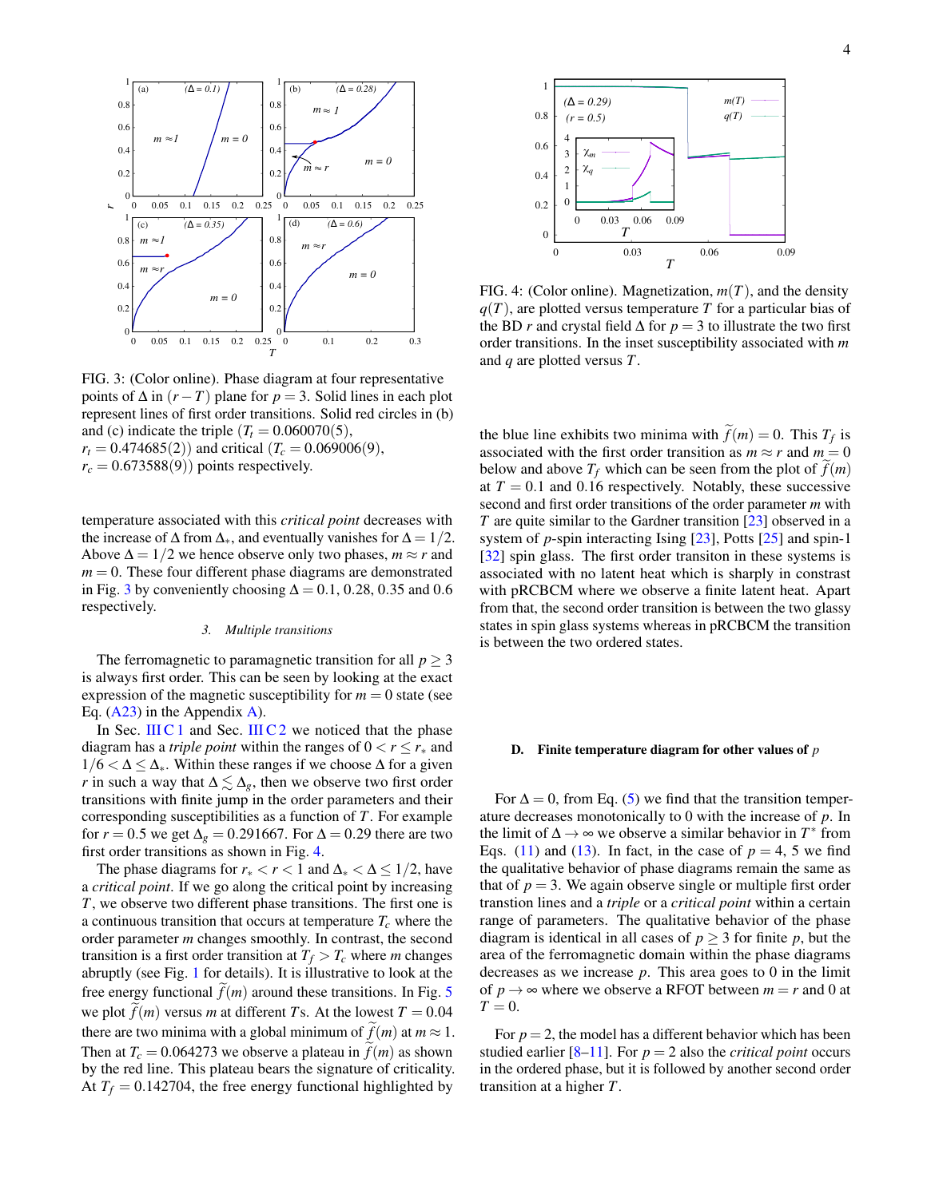FIG. 3: (Color online). Phase diagram at four representative points of $\Delta$ in $(r-T)$ plane for $p=3$. Solid lines in each plot represent lines of first order transitions. Solid red circles in (b) and (c) indicate the triple ($T_t = 0.060070(5)$, $r_t = 0.474685(2)$) and critical ($T_c = 0.069006(9)$, $r_c = 0.673588(9)$) points respectively.

temperature associated with this *critical point* decreases with the increase of $\Delta$ from $\Delta_*$, and eventually vanishes for $\Delta = 1/2$. Above $\Delta = 1/2$ we hence observe only two phases, $m \approx r$ and $m = 0$. These four different phase diagrams are demonstrated in Fig. 3 by conveniently choosing $\Delta = 0.1$, 0.28, 0.35 and 0.6 respectively.

#### 3. Multiple transitions

The ferromagnetic to paramagnetic transition for all $p \geq 3$ is always first order. This can be seen by looking at the exact expression of the magnetic susceptibility for $m = 0$ state (see Eq. (A23) in the Appendix A).

In Sec. III C 1 and Sec. III C 2 we noticed that the phase diagram has a *triple point* within the ranges of $0 < r \leq r_*$ and $1/6 < \Delta \leq \Delta_*$. Within these ranges if we choose $\Delta$ for a given $r$ in such a way that $\Delta \lesssim \Delta_g$, then we observe two first order transitions with finite jump in the order parameters and their corresponding susceptibilities as a function of $T$. For example for $r = 0.5$ we get $\Delta_g = 0.291667$. For $\Delta = 0.29$ there are two first order transitions as shown in Fig. 4.

The phase diagrams for $r_* < r < 1$ and $\Delta_* < \Delta \leq 1/2$, have a *critical point*. If we go along the critical point by increasing $T$, we observe two different phase transitions. The first one is a continuous transition that occurs at temperature $T_c$ where the order parameter $m$ changes smoothly. In contrast, the second transition is a first order transition at $T_f > T_c$ where $m$ changes abruptly (see Fig. 1 for details). It is illustrative to look at the free energy functional $\tilde{f}(m)$ around these transitions. In Fig. 5 we plot $\tilde{f}(m)$ versus $m$ at different $T$s. At the lowest $T = 0.04$ there are two minima with a global minimum of $\tilde{f}(m)$ at $m \approx 1$. Then at $T_c = 0.064273$ we observe a plateau in $\tilde{f}(m)$ as shown by the red line. This plateau bears the signature of criticality. At $T_f = 0.142704$, the free energy functional highlighted by the blue line exhibits two minima with $\tilde{f}(m) = 0$. This $T_f$ is associated with the first order transition as $m \approx r$ and $m = 0$ below and above $T_f$ which can be seen from the plot of $\tilde{f}(m)$ at $T = 0.1$ and 0.16 respectively. Notably, these successive second and first order transitions of the order parameter $m$ with $T$ are quite similar to the Gardner transition [23] observed in a system of $p$-spin interacting Ising [23], Potts [25] and spin-1 [32] spin glass. The first order transiton in these systems is associated with no latent heat which is sharply in constrast with pRCBCM where we observe a finite latent heat. Apart from that, the second order transition is between the two glassy states in spin glass systems whereas in pRCBCM the transition is between the two ordered states.

FIG. 4: (Color online). Magnetization, $m(T)$, and the density $q(T)$, are plotted versus temperature $T$ for a particular bias of the BD $r$ and crystal field $\Delta$ for $p = 3$ to illustrate the two first order transitions. In the inset susceptibility associated with $m$ and $q$ are plotted versus $T$.

### D. Finite temperature diagram for other values of $p$

For $\Delta = 0$, from Eq. (5) we find that the transition temperature decreases monotonically to 0 with the increase of $p$. In the limit of $\Delta \to \infty$ we observe a similar behavior in $T^*$ from Eqs. (11) and (13). In fact, in the case of $p = 4$, 5 we find the qualitative behavior of phase diagrams remain the same as that of $p = 3$. We again observe single or multiple first order transtion lines and a *triple* or a *critical point* within a certain range of parameters. The qualitative behavior of the phase diagram is identical in all cases of $p \geq 3$ for finite $p$, but the area of the ferromagnetic domain within the phase diagrams decreases as we increase $p$. This area goes to 0 in the limit of $p \to \infty$ where we observe a RFOT between $m = r$ and 0 at $T = 0$.

For $p = 2$, the model has a different behavior which has been studied earlier [8–11]. For $p = 2$ also the *critical point* occurs in the ordered phase, but it is followed by another second order transition at a higher $T$.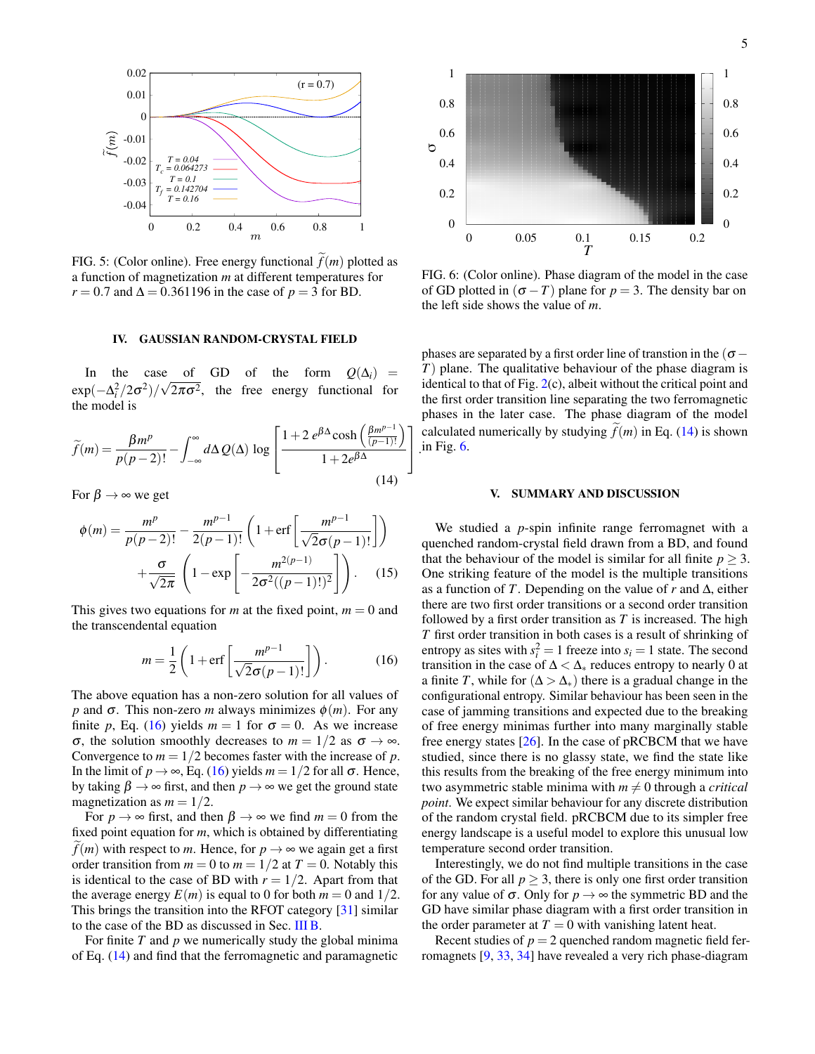FIG. 5: (Color online). Free energy functional $\widetilde{f}(m)$ plotted as a function of magnetization $m$ at different temperatures for $r = 0.7$ and $\Delta = 0.361196$ in the case of $p = 3$ for BD.

FIG. 6: (Color online). Phase diagram of the model in the case of GD plotted in $(\sigma - T)$ plane for $p = 3$. The density bar on the left side shows the value of $m$.

## IV. GAUSSIAN RANDOM-CRYSTAL FIELD

In the case of GD of the form $Q(\Delta_i) = \exp(-\Delta_i^2/2\sigma^2)/\sqrt{2\pi\sigma^2}$, the free energy functional for the model is

$$\widetilde{f}(m) = \frac{\beta m^p}{p(p-2)!} - \int_{-\infty}^{\infty} d\Delta\, Q(\Delta) \log\left[\frac{1 + 2\, e^{\beta\Delta} \cosh\left(\frac{\beta m^{p-1}}{(p-1)!}\right)}{1 + 2 e^{\beta\Delta}}\right] \tag{14}$$

For $\beta \to \infty$ we get

$$\phi(m) = \frac{m^p}{p(p-2)!} - \frac{m^{p-1}}{2(p-1)!}\left(1 + \text{erf}\left[\frac{m^{p-1}}{\sqrt{2}\sigma(p-1)!}\right]\right) + \frac{\sigma}{\sqrt{2\pi}}\left(1 - \exp\left[-\frac{m^{2(p-1)}}{2\sigma^2((p-1)!)^2}\right]\right). \tag{15}$$

This gives two equations for $m$ at the fixed point, $m = 0$ and the transcendental equation

$$m = \frac{1}{2}\left(1 + \text{erf}\left[\frac{m^{p-1}}{\sqrt{2}\sigma(p-1)!}\right]\right). \tag{16}$$

The above equation has a non-zero solution for all values of $p$ and $\sigma$. This non-zero $m$ always minimizes $\phi(m)$. For any finite $p$, Eq. (16) yields $m = 1$ for $\sigma = 0$. As we increase $\sigma$, the solution smoothly decreases to $m = 1/2$ as $\sigma \to \infty$. Convergence to $m = 1/2$ becomes faster with the increase of $p$. In the limit of $p \to \infty$, Eq. (16) yields $m = 1/2$ for all $\sigma$. Hence, by taking $\beta \to \infty$ first, and then $p \to \infty$ we get the ground state magnetization as $m = 1/2$.

For $p \to \infty$ first, and then $\beta \to \infty$ we find $m = 0$ from the fixed point equation for $m$, which is obtained by differentiating $\widetilde{f}(m)$ with respect to $m$. Hence, for $p \to \infty$ we again get a first order transition from $m = 0$ to $m = 1/2$ at $T = 0$. Notably this is identical to the case of BD with $r = 1/2$. Apart from that the average energy $E(m)$ is equal to 0 for both $m = 0$ and $1/2$. This brings the transition into the RFOT category [31] similar to the case of the BD as discussed in Sec. III B.

For finite $T$ and $p$ we numerically study the global minima of Eq. (14) and find that the ferromagnetic and paramagnetic phases are separated by a first order line of transtion in the $(\sigma - T)$ plane. The qualitative behaviour of the phase diagram is identical to that of Fig. 2(c), albeit without the critical point and the first order transition line separating the two ferromagnetic phases in the later case. The phase diagram of the model calculated numerically by studying $\widetilde{f}(m)$ in Eq. (14) is shown in Fig. 6.

## V. SUMMARY AND DISCUSSION

We studied a $p$-spin infinite range ferromagnet with a quenched random-crystal field drawn from a BD, and found that the behaviour of the model is similar for all finite $p \geq 3$. One striking feature of the model is the multiple transitions as a function of $T$. Depending on the value of $r$ and $\Delta$, either there are two first order transitions or a second order transition followed by a first order transition as $T$ is increased. The high $T$ first order transition in both cases is a result of shrinking of entropy as sites with $s_i^2 = 1$ freeze into $s_i = 1$ state. The second transition in the case of $\Delta < \Delta_*$ reduces entropy to nearly 0 at a finite $T$, while for $(\Delta > \Delta_*)$ there is a gradual change in the configurational entropy. Similar behaviour has been seen in the case of jamming transitions and expected due to the breaking of free energy minimas further into many marginally stable free energy states [26]. In the case of pRCBCM that we have studied, since there is no glassy state, we find the state like this results from the breaking of the free energy minimum into two asymmetric stable minima with $m \neq 0$ through a *critical point*. We expect similar behaviour for any discrete distribution of the random crystal field. pRCBCM due to its simpler free energy landscape is a useful model to explore this unusual low temperature second order transition.

Interestingly, we do not find multiple transitions in the case of the GD. For all $p \geq 3$, there is only one first order transition for any value of $\sigma$. Only for $p \to \infty$ the symmetric BD and the GD have similar phase diagram with a first order transition in the order parameter at $T = 0$ with vanishing latent heat.

Recent studies of $p = 2$ quenched random magnetic field ferromagnets [9, 33, 34] have revealed a very rich phase-diagram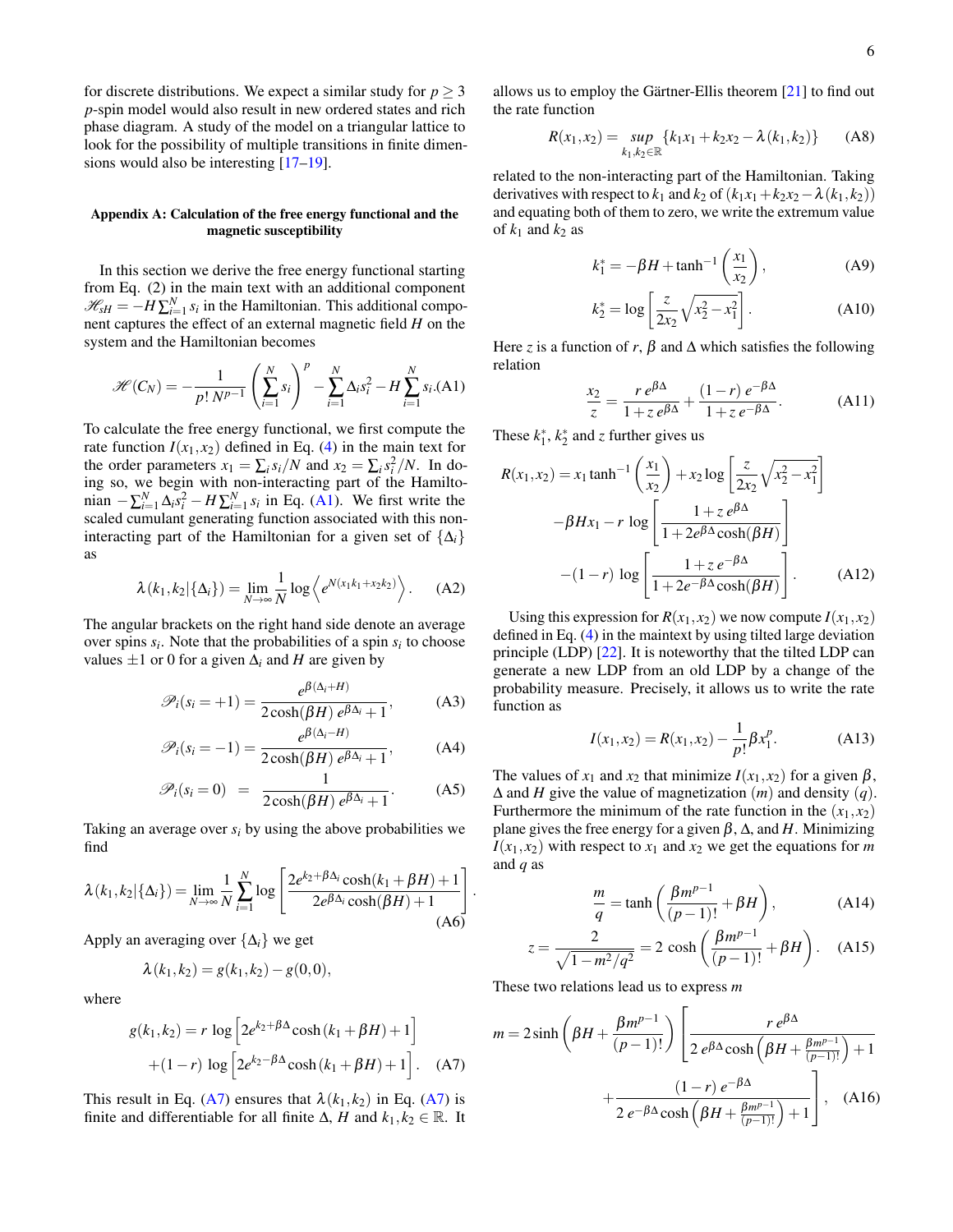for discrete distributions. We expect a similar study for $p \geq 3$ $p$-spin model would also result in new ordered states and rich phase diagram. A study of the model on a triangular lattice to look for the possibility of multiple transitions in finite dimensions would also be interesting [17–19].

### Appendix A: Calculation of the free energy functional and the magnetic susceptibility

In this section we derive the free energy functional starting from Eq. (2) in the main text with an additional component $\mathscr{H}_{sH} = -H\sum_{i=1}^{N} s_i$ in the Hamiltonian. This additional component captures the effect of an external magnetic field $H$ on the system and the Hamiltonian becomes

$$\mathscr{H}(C_N) = -\frac{1}{p!\,N^{p-1}}\left(\sum_{i=1}^{N} s_i\right)^p - \sum_{i=1}^{N}\Delta_i s_i^2 - H\sum_{i=1}^{N} s_i. \text{(A1)}$$

To calculate the free energy functional, we first compute the rate function $I(x_1,x_2)$ defined in Eq. (4) in the main text for the order parameters $x_1 = \sum_i s_i/N$ and $x_2 = \sum_i s_i^2/N$. In doing so, we begin with non-interacting part of the Hamiltonian $-\sum_{i=1}^{N}\Delta_i s_i^2 - H\sum_{i=1}^{N} s_i$ in Eq. (A1). We first write the scaled cumulant generating function associated with this non-interacting part of the Hamiltonian for a given set of $\{\Delta_i\}$ as

$$\lambda(k_1,k_2|\{\Delta_i\}) = \lim_{N\to\infty}\frac{1}{N}\log\left\langle e^{N(x_1k_1+x_2k_2)}\right\rangle. \quad \text{(A2)}$$

The angular brackets on the right hand side denote an average over spins $s_i$. Note that the probabilities of a spin $s_i$ to choose values $\pm 1$ or 0 for a given $\Delta_i$ and $H$ are given by

$$\mathscr{P}_i(s_i=+1) = \frac{e^{\beta(\Delta_i+H)}}{2\cosh(\beta H)\,e^{\beta\Delta_i}+1}, \quad \text{(A3)}$$

$$\mathscr{P}_i(s_i=-1) = \frac{e^{\beta(\Delta_i-H)}}{2\cosh(\beta H)\,e^{\beta\Delta_i}+1}, \quad \text{(A4)}$$

$$\mathscr{P}_i(s_i=0) = \frac{1}{2\cosh(\beta H)\,e^{\beta\Delta_i}+1}. \quad \text{(A5)}$$

Taking an average over $s_i$ by using the above probabilities we find

$$\lambda(k_1,k_2|\{\Delta_i\}) = \lim_{N\to\infty}\frac{1}{N}\sum_{i=1}^{N}\log\left[\frac{2e^{k_2+\beta\Delta_i}\cosh(k_1+\beta H)+1}{2e^{\beta\Delta_i}\cosh(\beta H)+1}\right]. \quad \text{(A6)}$$

Apply an averaging over $\{\Delta_i\}$ we get

$$\lambda(k_1,k_2) = g(k_1,k_2) - g(0,0),$$

where

$$g(k_1,k_2) = r\,\log\left[2e^{k_2+\beta\Delta}\cosh(k_1+\beta H)+1\right] + (1-r)\,\log\left[2e^{k_2-\beta\Delta}\cosh(k_1+\beta H)+1\right]. \quad \text{(A7)}$$

This result in Eq. (A7) ensures that $\lambda(k_1,k_2)$ in Eq. (A7) is finite and differentiable for all finite $\Delta$, $H$ and $k_1,k_2 \in \mathbb{R}$. It allows us to employ the Gärtner-Ellis theorem [21] to find out the rate function

$$R(x_1,x_2) = \sup_{k_1,k_2\in\mathbb{R}}\{k_1x_1 + k_2x_2 - \lambda(k_1,k_2)\} \quad \text{(A8)}$$

related to the non-interacting part of the Hamiltonian. Taking derivatives with respect to $k_1$ and $k_2$ of $(k_1x_1+k_2x_2-\lambda(k_1,k_2))$ and equating both of them to zero, we write the extremum value of $k_1$ and $k_2$ as

$$k_1^* = -\beta H + \tanh^{-1}\left(\frac{x_1}{x_2}\right), \quad \text{(A9)}$$

$$k_2^* = \log\left[\frac{z}{2x_2}\sqrt{x_2^2 - x_1^2}\right]. \quad \text{(A10)}$$

Here $z$ is a function of $r$, $\beta$ and $\Delta$ which satisfies the following relation

$$\frac{x_2}{z} = \frac{r\,e^{\beta\Delta}}{1+z\,e^{\beta\Delta}} + \frac{(1-r)\,e^{-\beta\Delta}}{1+z\,e^{-\beta\Delta}}. \quad \text{(A11)}$$

These $k_1^*$, $k_2^*$ and $z$ further gives us

$$\begin{aligned} R(x_1,x_2) &= x_1\tanh^{-1}\left(\frac{x_1}{x_2}\right) + x_2\log\left[\frac{z}{2x_2}\sqrt{x_2^2-x_1^2}\right] \\ &\quad -\beta Hx_1 - r\,\log\left[\frac{1+z\,e^{\beta\Delta}}{1+2e^{\beta\Delta}\cosh(\beta H)}\right] \\ &\quad -(1-r)\,\log\left[\frac{1+z\,e^{-\beta\Delta}}{1+2e^{-\beta\Delta}\cosh(\beta H)}\right]. \end{aligned} \quad \text{(A12)}$$

Using this expression for $R(x_1,x_2)$ we now compute $I(x_1,x_2)$ defined in Eq. (4) in the maintext by using tilted large deviation principle (LDP) [22]. It is noteworthy that the tilted LDP can generate a new LDP from an old LDP by a change of the probability measure. Precisely, it allows us to write the rate function as

$$I(x_1,x_2) = R(x_1,x_2) - \frac{1}{p!}\beta x_1^p. \quad \text{(A13)}$$

The values of $x_1$ and $x_2$ that minimize $I(x_1,x_2)$ for a given $\beta$, $\Delta$ and $H$ give the value of magnetization $(m)$ and density $(q)$. Furthermore the minimum of the rate function in the $(x_1,x_2)$ plane gives the free energy for a given $\beta$, $\Delta$, and $H$. Minimizing $I(x_1,x_2)$ with respect to $x_1$ and $x_2$ we get the equations for $m$ and $q$ as

$$\frac{m}{q} = \tanh\left(\frac{\beta m^{p-1}}{(p-1)!} + \beta H\right), \quad \text{(A14)}$$

$$z = \frac{2}{\sqrt{1-m^2/q^2}} = 2\,\cosh\left(\frac{\beta m^{p-1}}{(p-1)!} + \beta H\right). \quad \text{(A15)}$$

These two relations lead us to express $m$

$$m = 2\sinh\left(\beta H + \frac{\beta m^{p-1}}{(p-1)!}\right)\left[\frac{r\,e^{\beta\Delta}}{2\,e^{\beta\Delta}\cosh\left(\beta H + \frac{\beta m^{p-1}}{(p-1)!}\right)+1} + \frac{(1-r)\,e^{-\beta\Delta}}{2\,e^{-\beta\Delta}\cosh\left(\beta H + \frac{\beta m^{p-1}}{(p-1)!}\right)+1}\right], \quad \text{(A16)}$$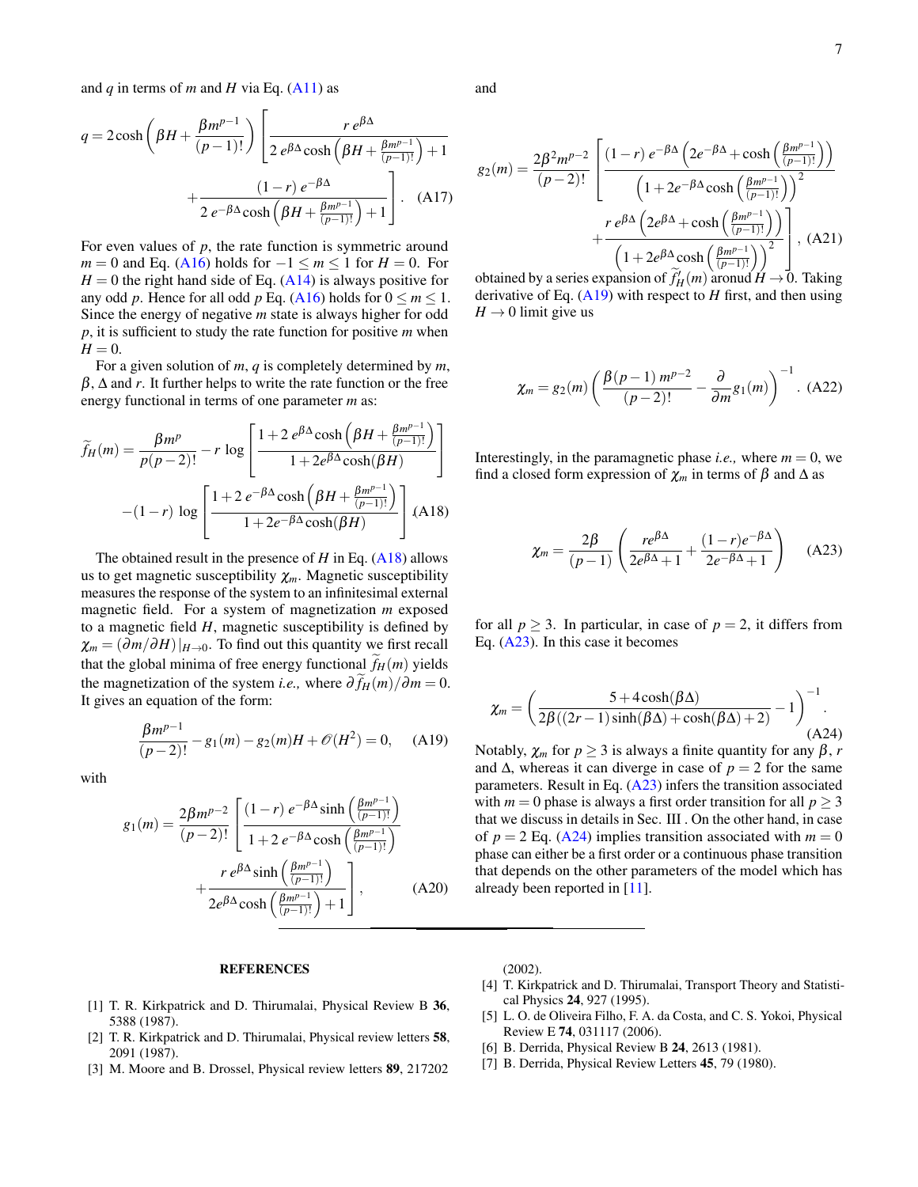and $q$ in terms of $m$ and $H$ via Eq. (A11) as

$$q = 2\cosh\left(\beta H + \frac{\beta m^{p-1}}{(p-1)!}\right)\left[\frac{r\, e^{\beta\Delta}}{2\, e^{\beta\Delta}\cosh\left(\beta H + \frac{\beta m^{p-1}}{(p-1)!}\right)+1} + \frac{(1-r)\, e^{-\beta\Delta}}{2\, e^{-\beta\Delta}\cosh\left(\beta H + \frac{\beta m^{p-1}}{(p-1)!}\right)+1}\right]. \quad \text{(A17)}$$

For even values of $p$, the rate function is symmetric around $m=0$ and Eq. (A16) holds for $-1 \leq m \leq 1$ for $H=0$. For $H=0$ the right hand side of Eq. (A14) is always positive for any odd $p$. Hence for all odd $p$ Eq. (A16) holds for $0 \leq m \leq 1$. Since the energy of negative $m$ state is always higher for odd $p$, it is sufficient to study the rate function for positive $m$ when $H=0$.

For a given solution of $m$, $q$ is completely determined by $m$, $\beta$, $\Delta$ and $r$. It further helps to write the rate function or the free energy functional in terms of one parameter $m$ as:

$$\widetilde{f}_H(m) = \frac{\beta m^p}{p(p-2)!} - r\,\log\left[\frac{1+2\, e^{\beta\Delta}\cosh\left(\beta H + \frac{\beta m^{p-1}}{(p-1)!}\right)}{1+2e^{\beta\Delta}\cosh(\beta H)}\right] - (1-r)\,\log\left[\frac{1+2\, e^{-\beta\Delta}\cosh\left(\beta H + \frac{\beta m^{p-1}}{(p-1)!}\right)}{1+2e^{-\beta\Delta}\cosh(\beta H)}\right] \quad \text{(A18)}$$

The obtained result in the presence of $H$ in Eq. (A18) allows us to get magnetic susceptibility $\chi_m$. Magnetic susceptibility measures the response of the system to an infinitesimal external magnetic field. For a system of magnetization $m$ exposed to a magnetic field $H$, magnetic susceptibility is defined by $\chi_m = (\partial m/\partial H)|_{H\to 0}$. To find out this quantity we first recall that the global minima of free energy functional $\widetilde{f}_H(m)$ yields the magnetization of the system *i.e.,* where $\partial \widetilde{f}_H(m)/\partial m = 0$. It gives an equation of the form:

$$\frac{\beta m^{p-1}}{(p-2)!} - g_1(m) - g_2(m) H + \mathscr{O}(H^2) = 0, \quad \text{(A19)}$$

with

$$g_1(m) = \frac{2\beta m^{p-2}}{(p-2)!}\left[\frac{(1-r)\, e^{-\beta\Delta}\sinh\left(\frac{\beta m^{p-1}}{(p-1)!}\right)}{1+2\, e^{-\beta\Delta}\cosh\left(\frac{\beta m^{p-1}}{(p-1)!}\right)} + \frac{r\, e^{\beta\Delta}\sinh\left(\frac{\beta m^{p-1}}{(p-1)!}\right)}{2e^{\beta\Delta}\cosh\left(\frac{\beta m^{p-1}}{(p-1)!}\right)+1}\right], \quad \text{(A20)}$$

and

$$g_2(m) = \frac{2\beta^2 m^{p-2}}{(p-2)!}\left[\frac{(1-r)\, e^{-\beta\Delta}\left(2e^{-\beta\Delta}+\cosh\left(\frac{\beta m^{p-1}}{(p-1)!}\right)\right)}{\left(1+2e^{-\beta\Delta}\cosh\left(\frac{\beta m^{p-1}}{(p-1)!}\right)\right)^2} + \frac{r\, e^{\beta\Delta}\left(2e^{\beta\Delta}+\cosh\left(\frac{\beta m^{p-1}}{(p-1)!}\right)\right)}{\left(1+2e^{\beta\Delta}\cosh\left(\frac{\beta m^{p-1}}{(p-1)!}\right)\right)^2}\right], \quad \text{(A21)}$$

obtained by a series expansion of $\widetilde{f}'_H(m)$ aronud $H\to 0$. Taking derivative of Eq. (A19) with respect to $H$ first, and then using $H\to 0$ limit give us

$$\chi_m = g_2(m)\left(\frac{\beta(p-1)\, m^{p-2}}{(p-2)!} - \frac{\partial}{\partial m} g_1(m)\right)^{-1}. \quad \text{(A22)}$$

Interestingly, in the paramagnetic phase *i.e.,* where $m=0$, we find a closed form expression of $\chi_m$ in terms of $\beta$ and $\Delta$ as

$$\chi_m = \frac{2\beta}{(p-1)}\left(\frac{re^{\beta\Delta}}{2e^{\beta\Delta}+1} + \frac{(1-r)e^{-\beta\Delta}}{2e^{-\beta\Delta}+1}\right) \quad \text{(A23)}$$

for all $p \geq 3$. In particular, in case of $p=2$, it differs from Eq. (A23). In this case it becomes

$$\chi_m = \left(\frac{5+4\cosh(\beta\Delta)}{2\beta((2r-1)\sinh(\beta\Delta)+\cosh(\beta\Delta)+2)} - 1\right)^{-1}. \quad \text{(A24)}$$

Notably, $\chi_m$ for $p \geq 3$ is always a finite quantity for any $\beta$, $r$ and $\Delta$, whereas it can diverge in case of $p=2$ for the same parameters. Result in Eq. (A23) infers the transition associated with $m=0$ phase is always a first order transition for all $p \geq 3$ that we discuss in details in Sec. III . On the other hand, in case of $p=2$ Eq. (A24) implies transition associated with $m=0$ phase can either be a first order or a continuous phase transition that depends on the other parameters of the model which has already been reported in [11].

## REFERENCES

[1] T. R. Kirkpatrick and D. Thirumalai, Physical Review B **36**, 5388 (1987).

[2] T. R. Kirkpatrick and D. Thirumalai, Physical review letters **58**, 2091 (1987).

[3] M. Moore and B. Drossel, Physical review letters **89**, 217202 (2002).

[4] T. Kirkpatrick and D. Thirumalai, Transport Theory and Statistical Physics **24**, 927 (1995).

[5] L. O. de Oliveira Filho, F. A. da Costa, and C. S. Yokoi, Physical Review E **74**, 031117 (2006).

[6] B. Derrida, Physical Review B **24**, 2613 (1981).

[7] B. Derrida, Physical Review Letters **45**, 79 (1980).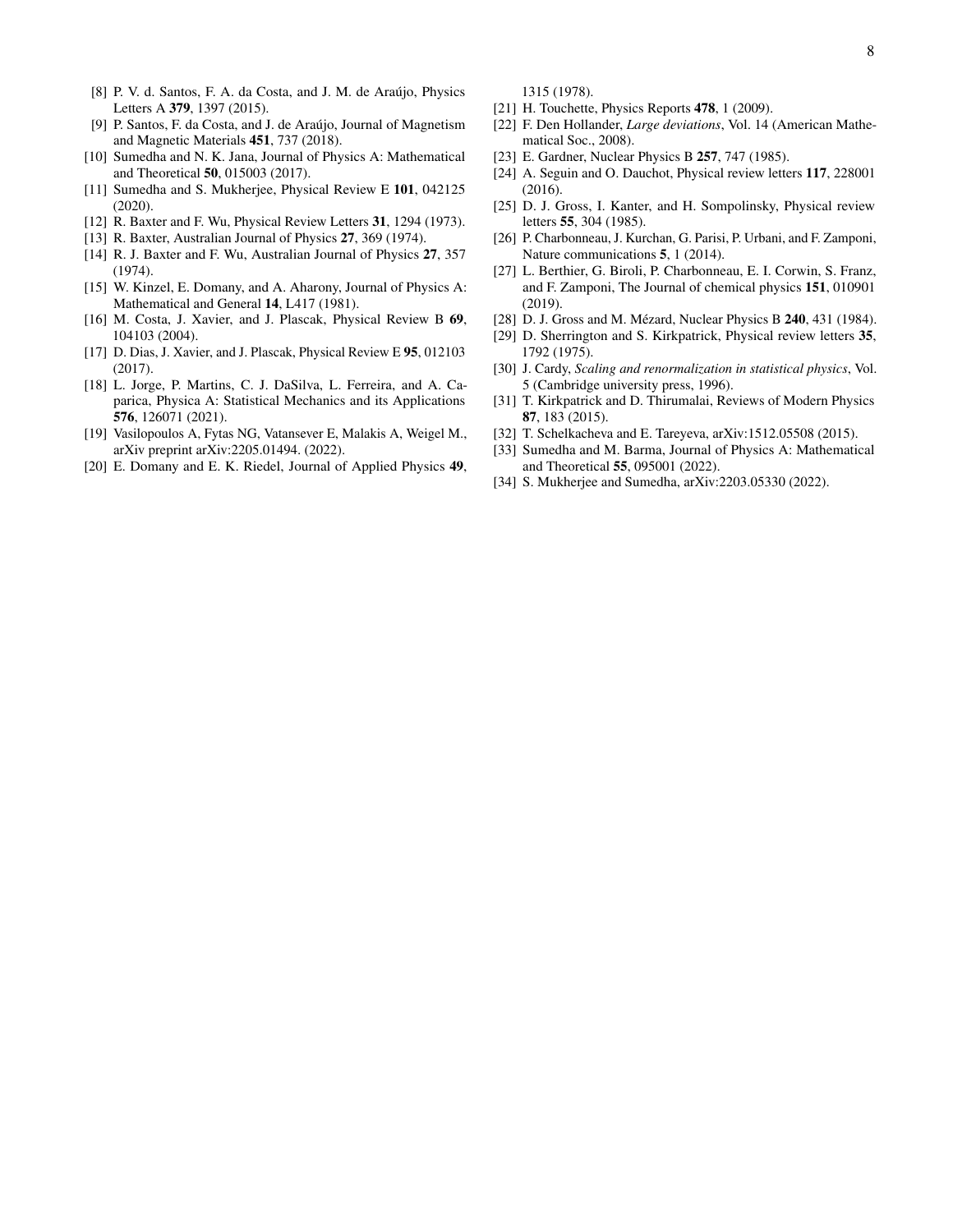[8] P. V. d. Santos, F. A. da Costa, and J. M. de Araújo, Physics Letters A **379**, 1397 (2015).

[9] P. Santos, F. da Costa, and J. de Araújo, Journal of Magnetism and Magnetic Materials **451**, 737 (2018).

[10] Sumedha and N. K. Jana, Journal of Physics A: Mathematical and Theoretical **50**, 015003 (2017).

[11] Sumedha and S. Mukherjee, Physical Review E **101**, 042125 (2020).

[12] R. Baxter and F. Wu, Physical Review Letters **31**, 1294 (1973).

[13] R. Baxter, Australian Journal of Physics **27**, 369 (1974).

[14] R. J. Baxter and F. Wu, Australian Journal of Physics **27**, 357 (1974).

[15] W. Kinzel, E. Domany, and A. Aharony, Journal of Physics A: Mathematical and General **14**, L417 (1981).

[16] M. Costa, J. Xavier, and J. Plascak, Physical Review B **69**, 104103 (2004).

[17] D. Dias, J. Xavier, and J. Plascak, Physical Review E **95**, 012103 (2017).

[18] L. Jorge, P. Martins, C. J. DaSilva, L. Ferreira, and A. Caparica, Physica A: Statistical Mechanics and its Applications **576**, 126071 (2021).

[19] Vasilopoulos A, Fytas NG, Vatansever E, Malakis A, Weigel M., arXiv preprint arXiv:2205.01494. (2022).

[20] E. Domany and E. K. Riedel, Journal of Applied Physics **49**, 1315 (1978).

[21] H. Touchette, Physics Reports **478**, 1 (2009).

[22] F. Den Hollander, *Large deviations*, Vol. 14 (American Mathematical Soc., 2008).

[23] E. Gardner, Nuclear Physics B **257**, 747 (1985).

[24] A. Seguin and O. Dauchot, Physical review letters **117**, 228001 (2016).

[25] D. J. Gross, I. Kanter, and H. Sompolinsky, Physical review letters **55**, 304 (1985).

[26] P. Charbonneau, J. Kurchan, G. Parisi, P. Urbani, and F. Zamponi, Nature communications **5**, 1 (2014).

[27] L. Berthier, G. Biroli, P. Charbonneau, E. I. Corwin, S. Franz, and F. Zamponi, The Journal of chemical physics **151**, 010901 (2019).

[28] D. J. Gross and M. Mézard, Nuclear Physics B **240**, 431 (1984).

[29] D. Sherrington and S. Kirkpatrick, Physical review letters **35**, 1792 (1975).

[30] J. Cardy, *Scaling and renormalization in statistical physics*, Vol. 5 (Cambridge university press, 1996).

[31] T. Kirkpatrick and D. Thirumalai, Reviews of Modern Physics **87**, 183 (2015).

[32] T. Schelkacheva and E. Tareyeva, arXiv:1512.05508 (2015).

[33] Sumedha and M. Barma, Journal of Physics A: Mathematical and Theoretical **55**, 095001 (2022).

[34] S. Mukherjee and Sumedha, arXiv:2203.05330 (2022).